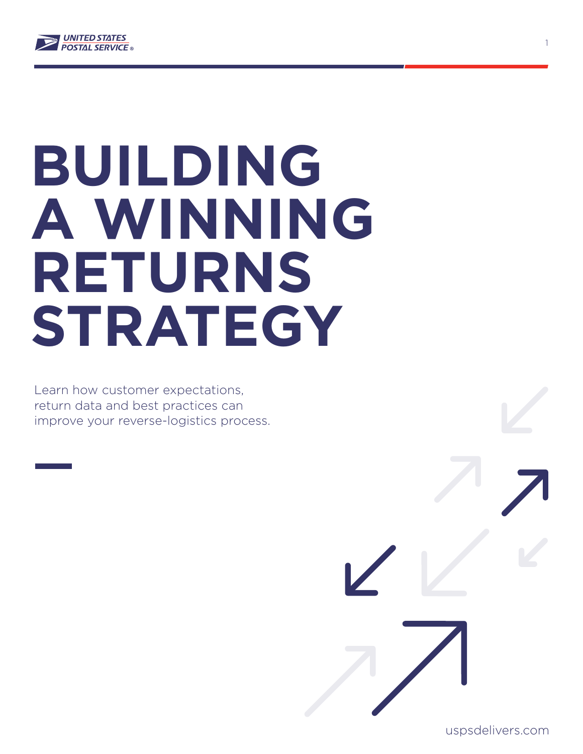# BUILDING A WINNING RETURNS STRATEGY

Learn how customer expectations, return data and best practices can improve your reverse-logistics process.

uspsdelivers.com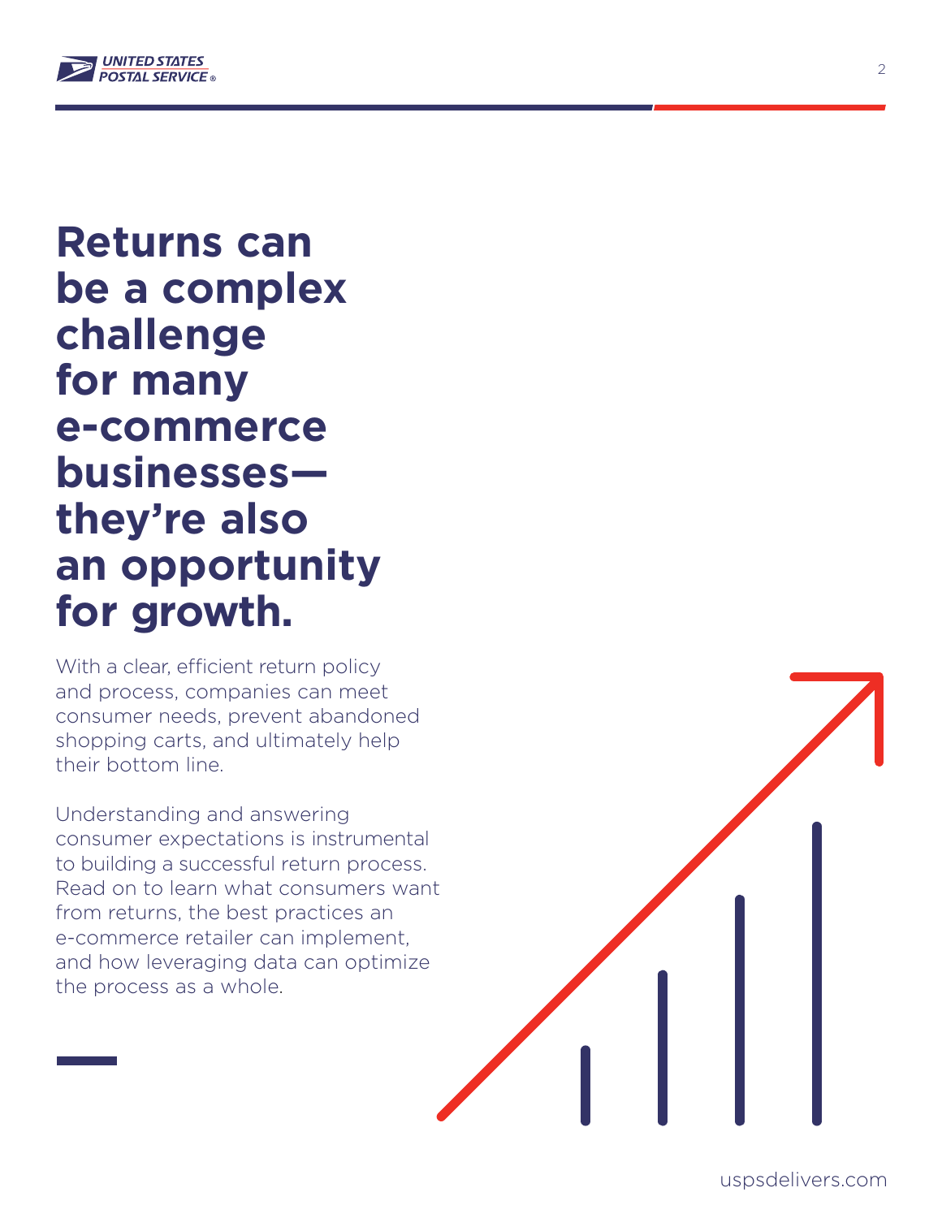# Returns can be a complex challenge for many e-commerce businesses—they're also an opportunity for growth.

With a clear, efficient return policy and process, companies can meet consumer needs, prevent abandoned shopping carts, and ultimately help their bottom line.

Understanding and answering consumer expectations is instrumental to building a successful return process. Read on to learn what consumers want from returns, the best practices an e-commerce retailer can implement, and how leveraging data can optimize the process as a whole.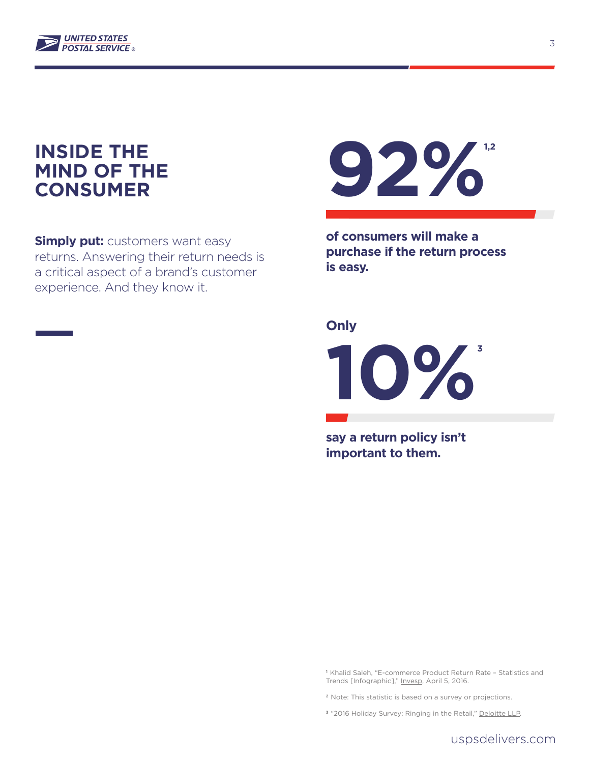# INSIDE THE MIND OF THE CONSUMER

**Simply put:** customers want easy returns. Answering their return needs is a critical aspect of a brand's customer experience. And they know it.

**92%**[1,2]

**of consumers will make a purchase if the return process is easy.**

**Only**

**10%**[3]

**say a return policy isn't important to them.**

[1] Khalid Saleh, "E-commerce Product Return Rate – Statistics and Trends [Infographic]," Invesp, April 5, 2016.

[2] Note: This statistic is based on a survey or projections.

[3] "2016 Holiday Survey: Ringing in the Retail," Deloitte LLP.

uspsdelivers.com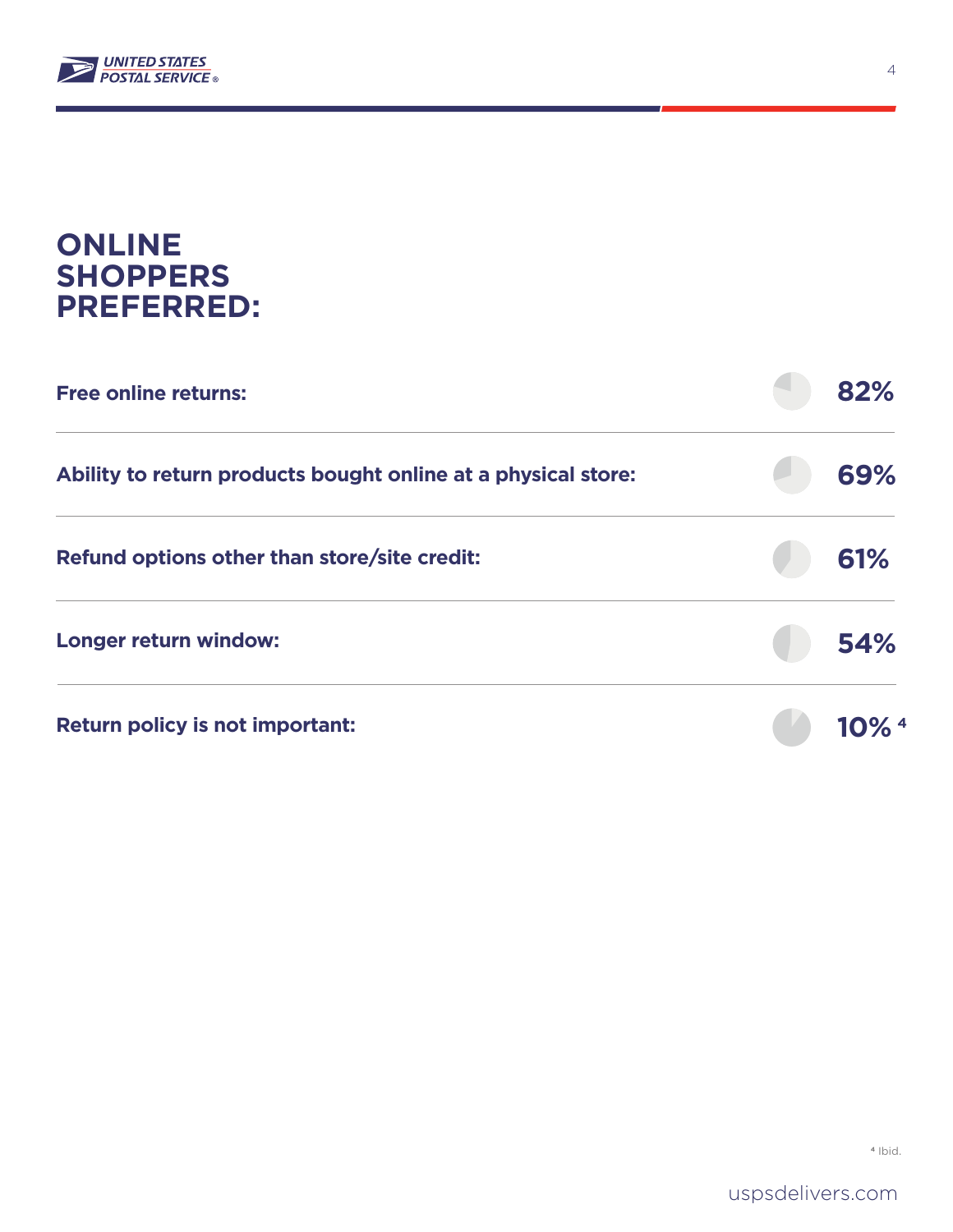# ONLINE SHOPPERS PREFERRED:

| | |
|---|---|
| **Free online returns:** | **82%** |
| **Ability to return products bought online at a physical store:** | **69%** |
| **Refund options other than store/site credit:** | **61%** |
| **Longer return window:** | **54%** |
| **Return policy is not important:** | **10%** [4] |

[4] Ibid.

uspsdelivers.com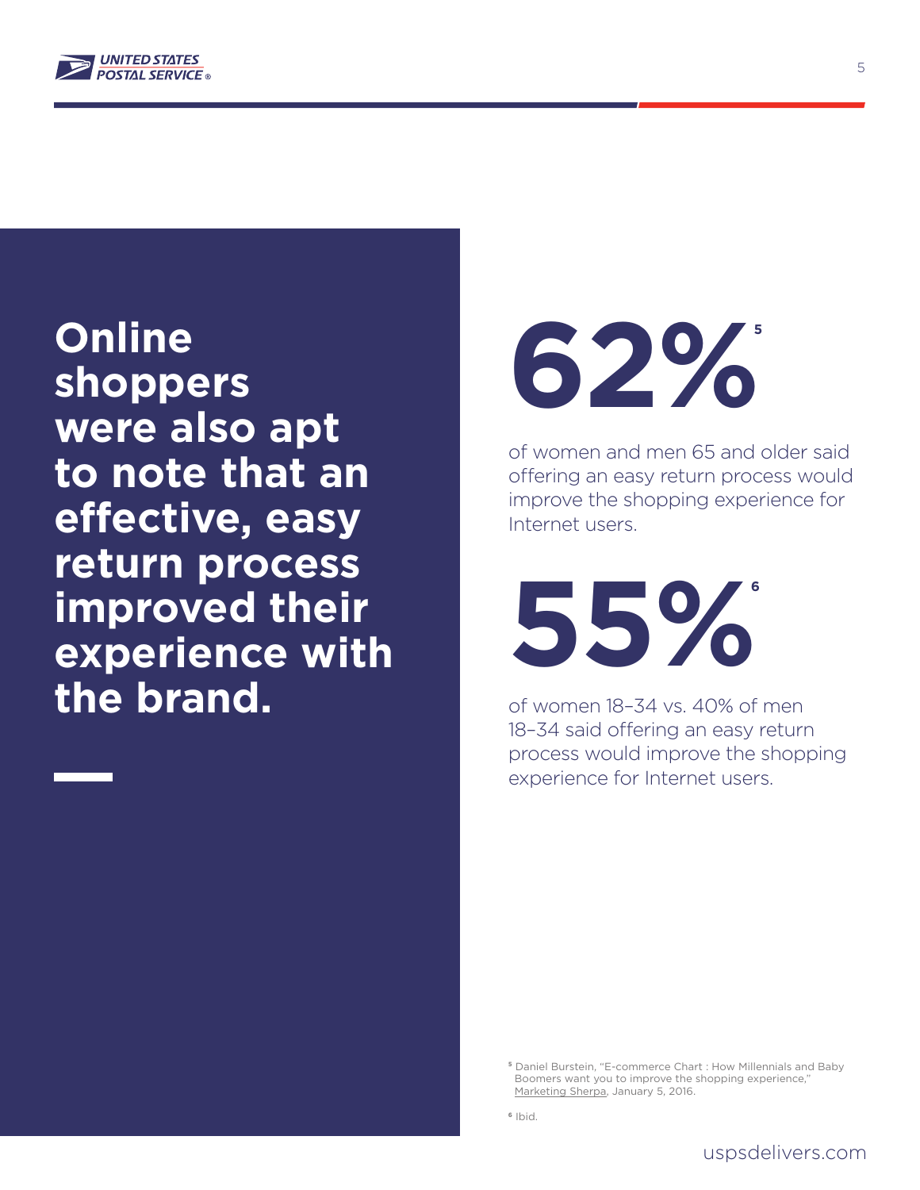## Online shoppers were also apt to note that an effective, easy return process improved their experience with the brand.

**62%**[5]

of women and men 65 and older said offering an easy return process would improve the shopping experience for Internet users.

**55%**[6]

of women 18–34 vs. 40% of men 18–34 said offering an easy return process would improve the shopping experience for Internet users.

---

[5] Daniel Burstein, "E-commerce Chart : How Millennials and Baby Boomers want you to improve the shopping experience," Marketing Sherpa, January 5, 2016.

[6] Ibid.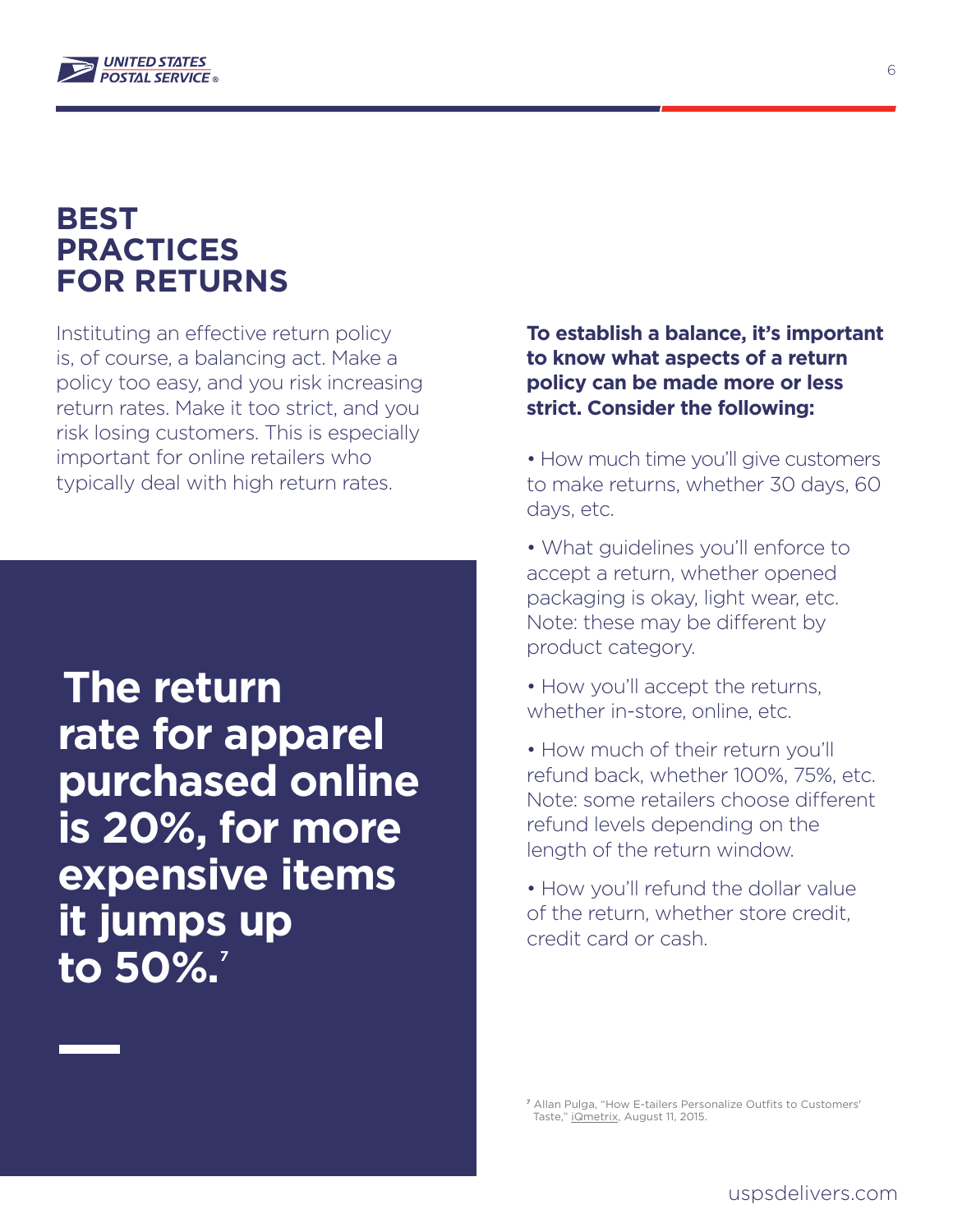# BEST PRACTICES FOR RETURNS

Instituting an effective return policy is, of course, a balancing act. Make a policy too easy, and you risk increasing return rates. Make it too strict, and you risk losing customers. This is especially important for online retailers who typically deal with high return rates.

**The return rate for apparel purchased online is 20%, for more expensive items it jumps up to 50%.[7]**

**To establish a balance, it's important to know what aspects of a return policy can be made more or less strict. Consider the following:**

- How much time you'll give customers to make returns, whether 30 days, 60 days, etc.
- What guidelines you'll enforce to accept a return, whether opened packaging is okay, light wear, etc. Note: these may be different by product category.
- How you'll accept the returns, whether in-store, online, etc.
- How much of their return you'll refund back, whether 100%, 75%, etc. Note: some retailers choose different refund levels depending on the length of the return window.
- How you'll refund the dollar value of the return, whether store credit, credit card or cash.

[7] Allan Pulga, "How E-tailers Personalize Outfits to Customers' Taste," iQmetrix, August 11, 2015.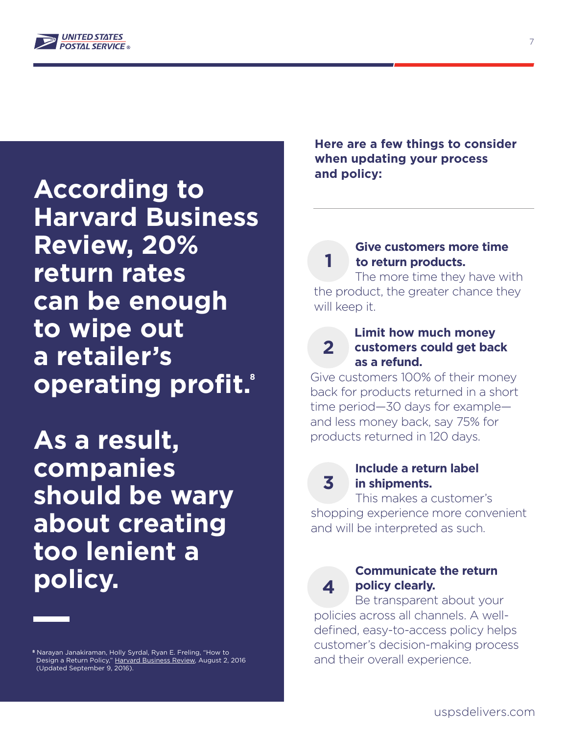## According to Harvard Business Review, 20% return rates can be enough to wipe out a retailer's operating profit.[8]

## As a result, companies should be wary about creating too lenient a policy.

[8] Narayan Janakiraman, Holly Syrdal, Ryan E. Freling, "How to Design a Return Policy," Harvard Business Review, August 2, 2016 (Updated September 9, 2016).

**Here are a few things to consider when updating your process and policy:**

1. **Give customers more time to return products.** The more time they have with the product, the greater chance they will keep it.

2. **Limit how much money customers could get back as a refund.** Give customers 100% of their money back for products returned in a short time period—30 days for example—and less money back, say 75% for products returned in 120 days.

3. **Include a return label in shipments.** This makes a customer's shopping experience more convenient and will be interpreted as such.

4. **Communicate the return policy clearly.** Be transparent about your policies across all channels. A well-defined, easy-to-access policy helps customer's decision-making process and their overall experience.

uspsdelivers.com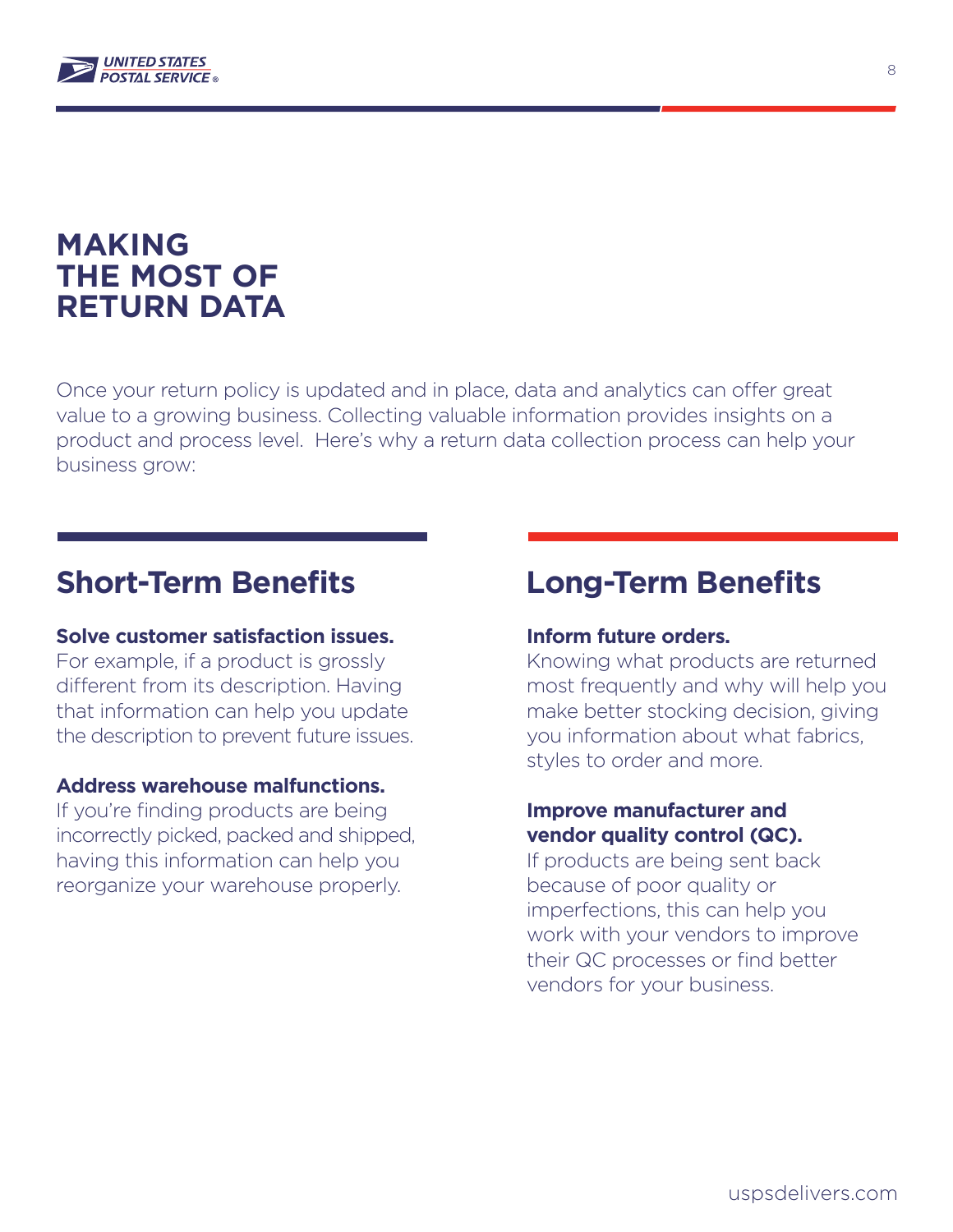# MAKING THE MOST OF RETURN DATA

Once your return policy is updated and in place, data and analytics can offer great value to a growing business. Collecting valuable information provides insights on a product and process level.  Here's why a return data collection process can help your business grow:

## Short-Term Benefits

**Solve customer satisfaction issues.**
For example, if a product is grossly different from its description. Having that information can help you update the description to prevent future issues.

**Address warehouse malfunctions.**
If you're finding products are being incorrectly picked, packed and shipped, having this information can help you reorganize your warehouse properly.

## Long-Term Benefits

**Inform future orders.**
Knowing what products are returned most frequently and why will help you make better stocking decision, giving you information about what fabrics, styles to order and more.

**Improve manufacturer and vendor quality control (QC).**
If products are being sent back because of poor quality or imperfections, this can help you work with your vendors to improve their QC processes or find better vendors for your business.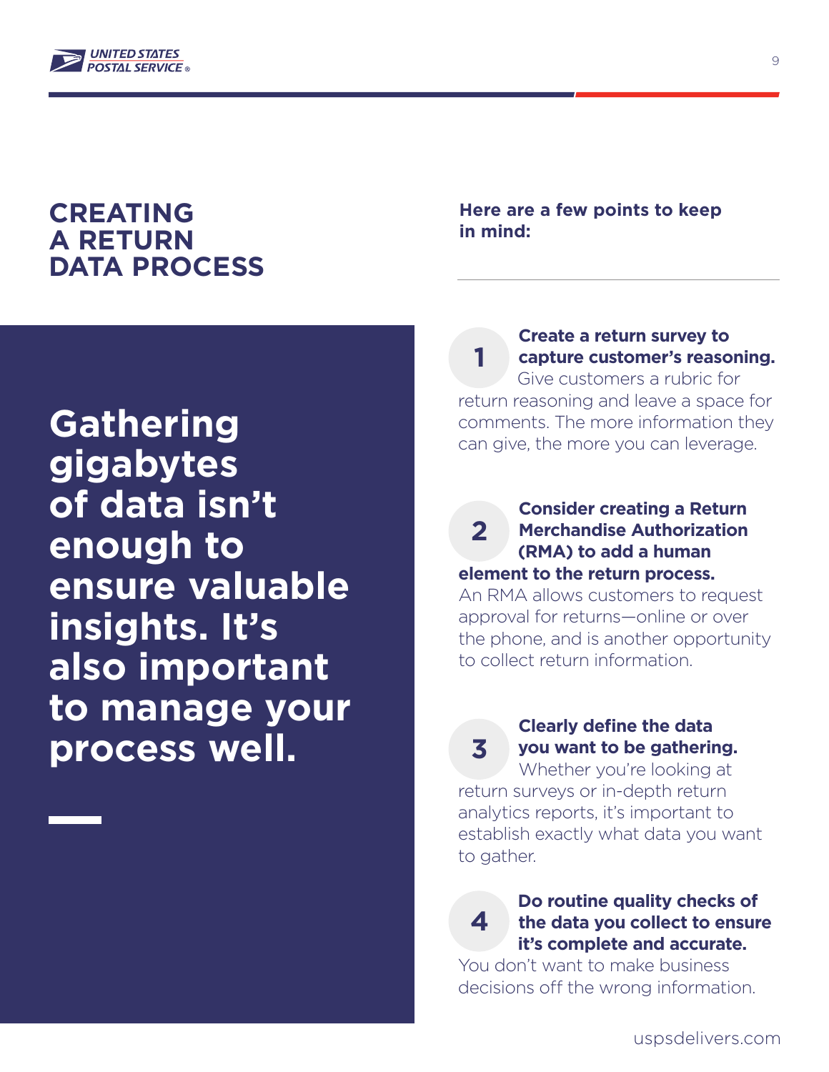# CREATING A RETURN DATA PROCESS

**Gathering gigabytes of data isn't enough to ensure valuable insights. It's also important to manage your process well.**

**Here are a few points to keep in mind:**

1. **Create a return survey to capture customer's reasoning.** Give customers a rubric for return reasoning and leave a space for comments. The more information they can give, the more you can leverage.

2. **Consider creating a Return Merchandise Authorization (RMA) to add a human element to the return process.** An RMA allows customers to request approval for returns—online or over the phone, and is another opportunity to collect return information.

3. **Clearly define the data you want to be gathering.** Whether you're looking at return surveys or in-depth return analytics reports, it's important to establish exactly what data you want to gather.

4. **Do routine quality checks of the data you collect to ensure it's complete and accurate.** You don't want to make business decisions off the wrong information.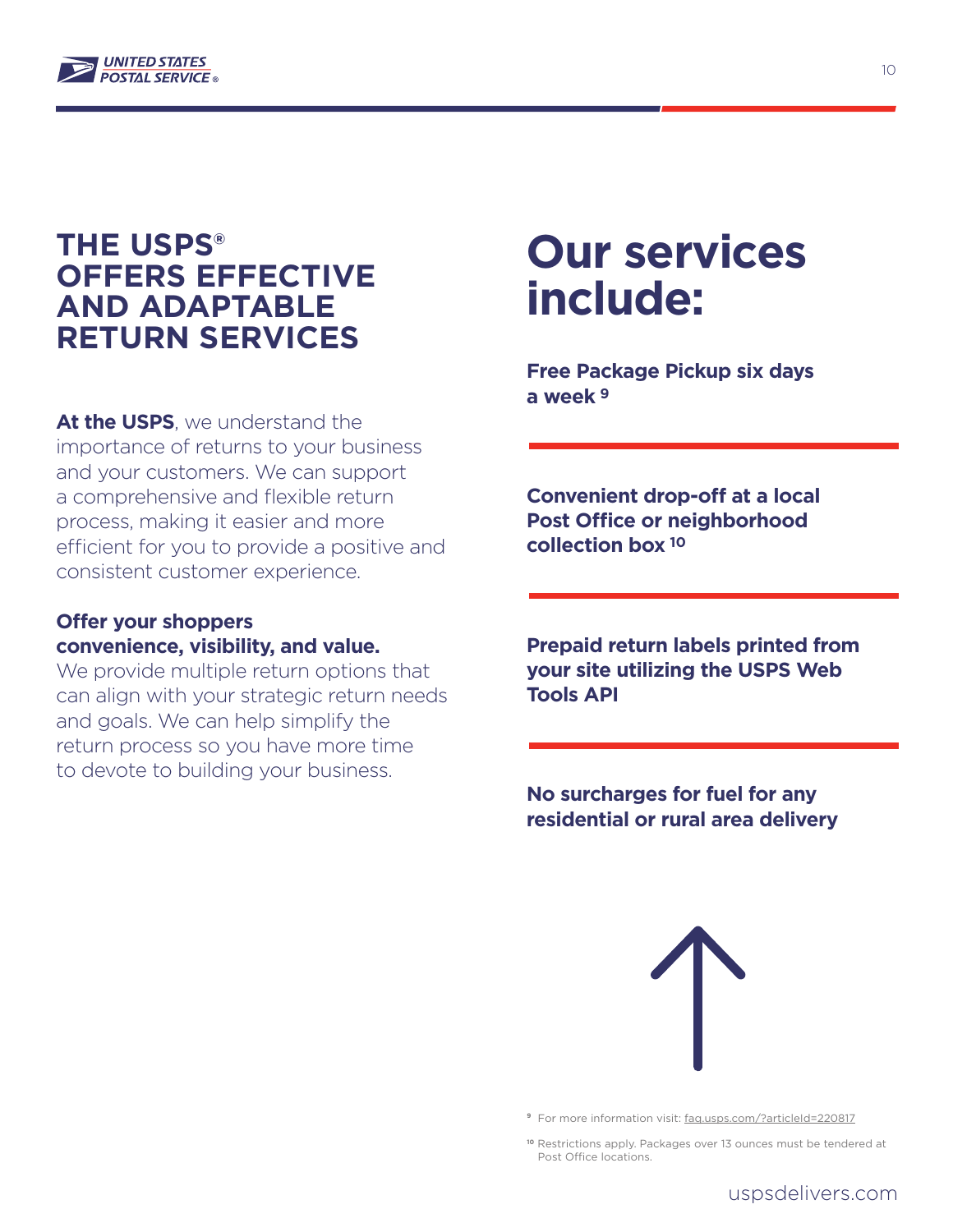## THE USPS® OFFERS EFFECTIVE AND ADAPTABLE RETURN SERVICES

**At the USPS**, we understand the importance of returns to your business and your customers. We can support a comprehensive and flexible return process, making it easier and more efficient for you to provide a positive and consistent customer experience.

**Offer your shoppers convenience, visibility, and value.**
We provide multiple return options that can align with your strategic return needs and goals. We can help simplify the return process so you have more time to devote to building your business.

# Our services include:

**Free Package Pickup six days a week** [9]

**Convenient drop-off at a local Post Office or neighborhood collection box** [10]

**Prepaid return labels printed from your site utilizing the USPS Web Tools API**

**No surcharges for fuel for any residential or rural area delivery**

[9] For more information visit: faq.usps.com/?articleId=220817

[10] Restrictions apply. Packages over 13 ounces must be tendered at Post Office locations.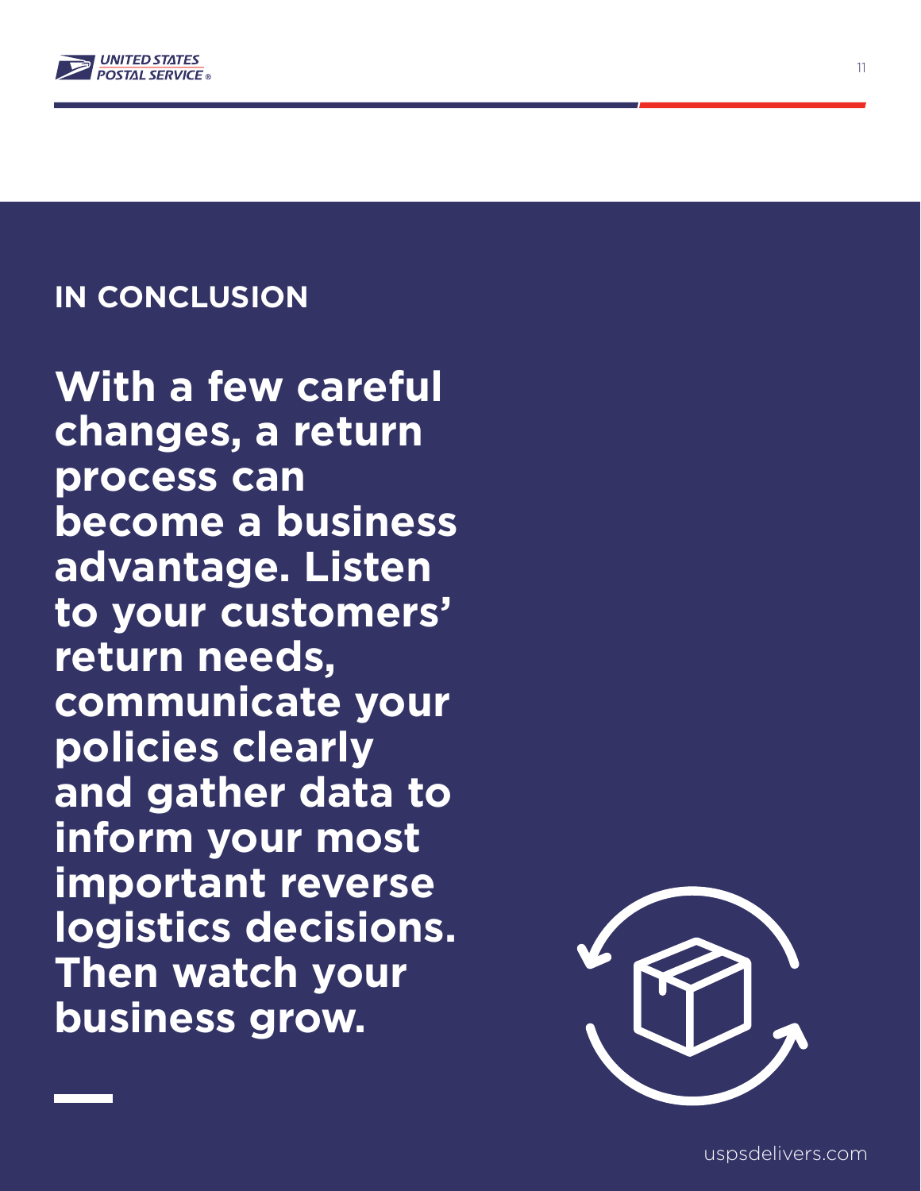## IN CONCLUSION

**With a few careful changes, a return process can become a business advantage. Listen to your customers' return needs, communicate your policies clearly and gather data to inform your most important reverse logistics decisions. Then watch your business grow.**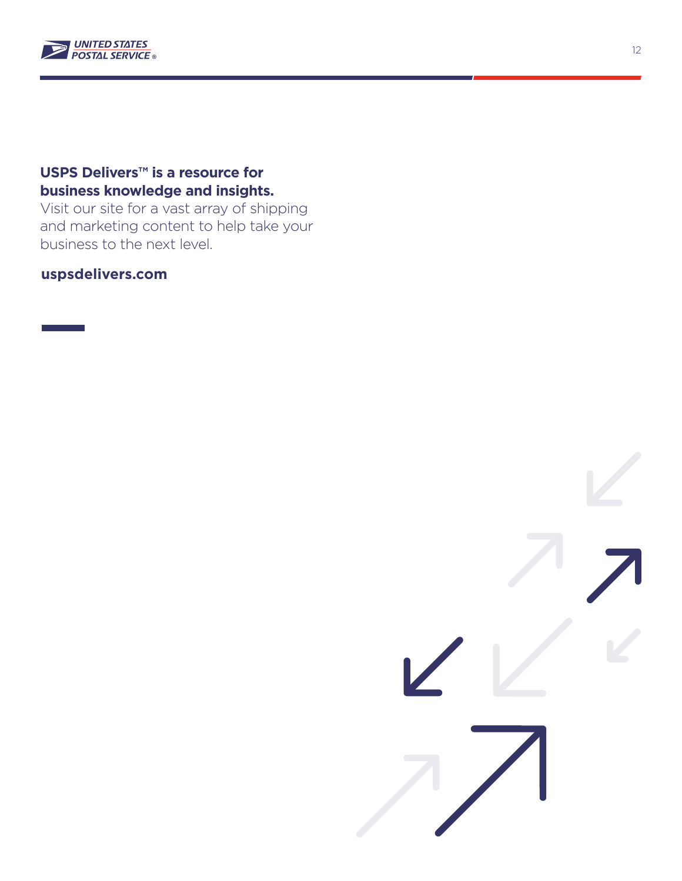**USPS Delivers™ is a resource for business knowledge and insights.**
Visit our site for a vast array of shipping and marketing content to help take your business to the next level.

**uspsdelivers.com**